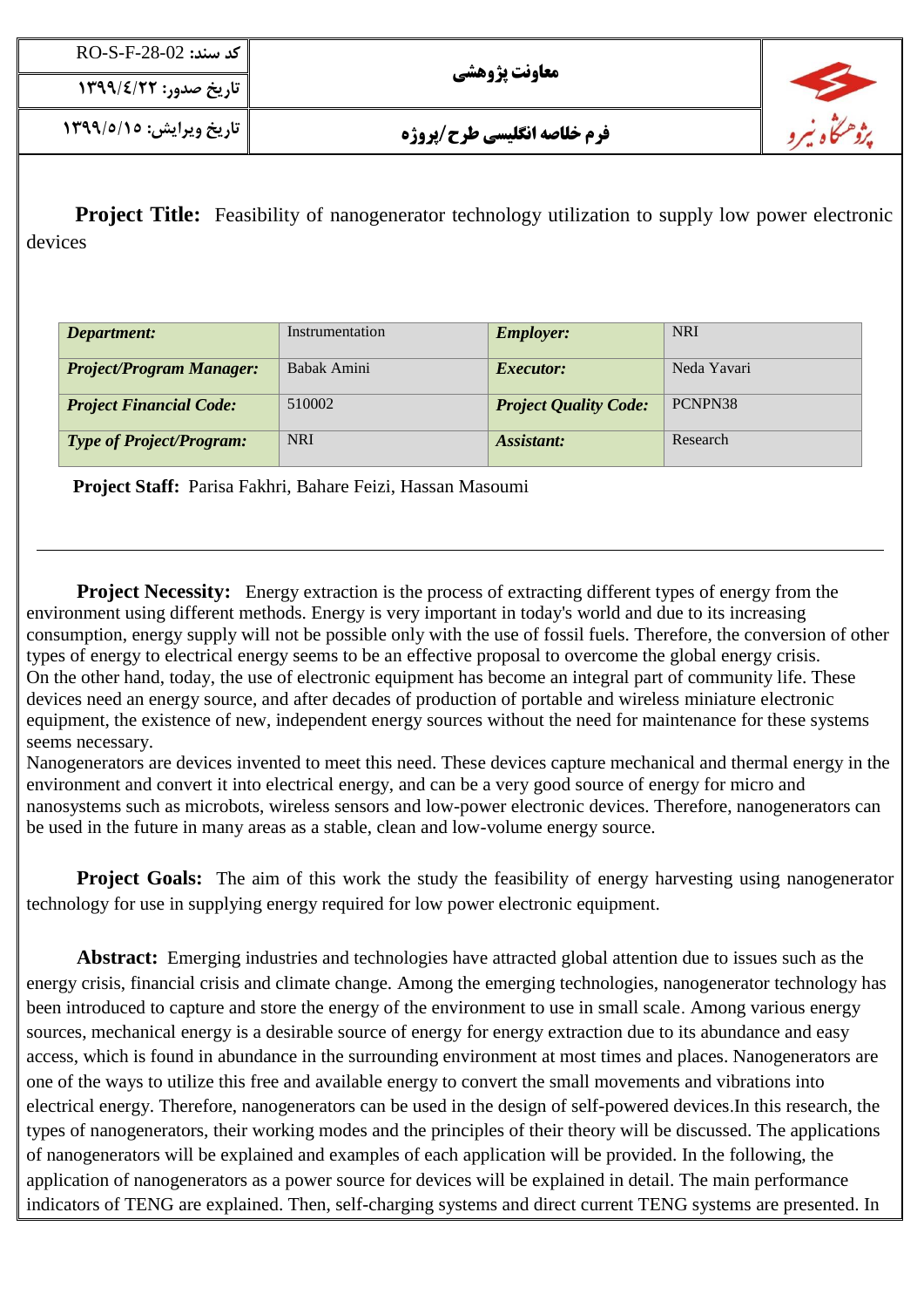| کد سند: RO-S-F-28-02 | معاونت پژوهشی | پژوهشگاه نیرو |
| --- | --- | --- |
| تاریخ صدور: ۱۳۹۹/٤/۲۲ | | |
| تاریخ ویرایش: ۱۳۹۹/۵/۱۵ | فرم خلاصه انگلیسی طرح/پروژه | |

**Project Title:** Feasibility of nanogenerator technology utilization to supply low power electronic devices

| *Department:* | Instrumentation | *Employer:* | NRI |
| --- | --- | --- | --- |
| *Project/Program Manager:* | Babak Amini | *Executor:* | Neda Yavari |
| *Project Financial Code:* | 510002 | *Project Quality Code:* | PCNPN38 |
| *Type of Project/Program:* | NRI | *Assistant:* | Research |

**Project Staff:** Parisa Fakhri, Bahare Feizi, Hassan Masoumi

---

**Project Necessity:** Energy extraction is the process of extracting different types of energy from the environment using different methods. Energy is very important in today's world and due to its increasing consumption, energy supply will not be possible only with the use of fossil fuels. Therefore, the conversion of other types of energy to electrical energy seems to be an effective proposal to overcome the global energy crisis.
On the other hand, today, the use of electronic equipment has become an integral part of community life. These devices need an energy source, and after decades of production of portable and wireless miniature electronic equipment, the existence of new, independent energy sources without the need for maintenance for these systems seems necessary.
Nanogenerators are devices invented to meet this need. These devices capture mechanical and thermal energy in the environment and convert it into electrical energy, and can be a very good source of energy for micro and nanosystems such as microbots, wireless sensors and low-power electronic devices. Therefore, nanogenerators can be used in the future in many areas as a stable, clean and low-volume energy source.

**Project Goals:** The aim of this work the study the feasibility of energy harvesting using nanogenerator technology for use in supplying energy required for low power electronic equipment.

**Abstract:** Emerging industries and technologies have attracted global attention due to issues such as the energy crisis, financial crisis and climate change. Among the emerging technologies, nanogenerator technology has been introduced to capture and store the energy of the environment to use in small scale. Among various energy sources, mechanical energy is a desirable source of energy for energy extraction due to its abundance and easy access, which is found in abundance in the surrounding environment at most times and places. Nanogenerators are one of the ways to utilize this free and available energy to convert the small movements and vibrations into electrical energy. Therefore, nanogenerators can be used in the design of self-powered devices.In this research, the types of nanogenerators, their working modes and the principles of their theory will be discussed. The applications of nanogenerators will be explained and examples of each application will be provided. In the following, the application of nanogenerators as a power source for devices will be explained in detail. The main performance indicators of TENG are explained. Then, self-charging systems and direct current TENG systems are presented. In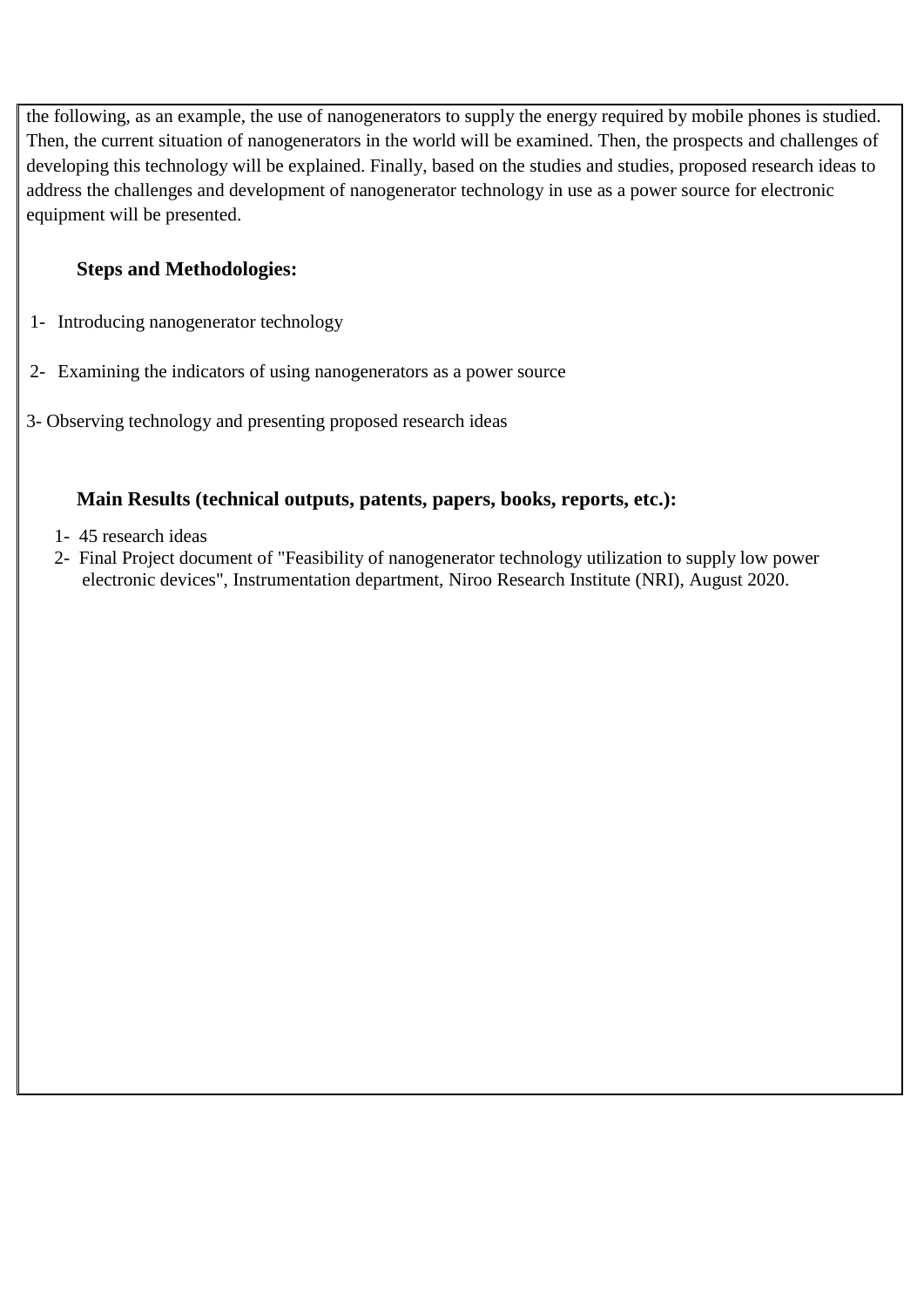the following, as an example, the use of nanogenerators to supply the energy required by mobile phones is studied. Then, the current situation of nanogenerators in the world will be examined. Then, the prospects and challenges of developing this technology will be explained. Finally, based on the studies and studies, proposed research ideas to address the challenges and development of nanogenerator technology in use as a power source for electronic equipment will be presented.

**Steps and Methodologies:**

1- Introducing nanogenerator technology

2- Examining the indicators of using nanogenerators as a power source

3- Observing technology and presenting proposed research ideas

**Main Results (technical outputs, patents, papers, books, reports, etc.):**

1- 45 research ideas
2- Final Project document of "Feasibility of nanogenerator technology utilization to supply low power electronic devices", Instrumentation department, Niroo Research Institute (NRI), August 2020.